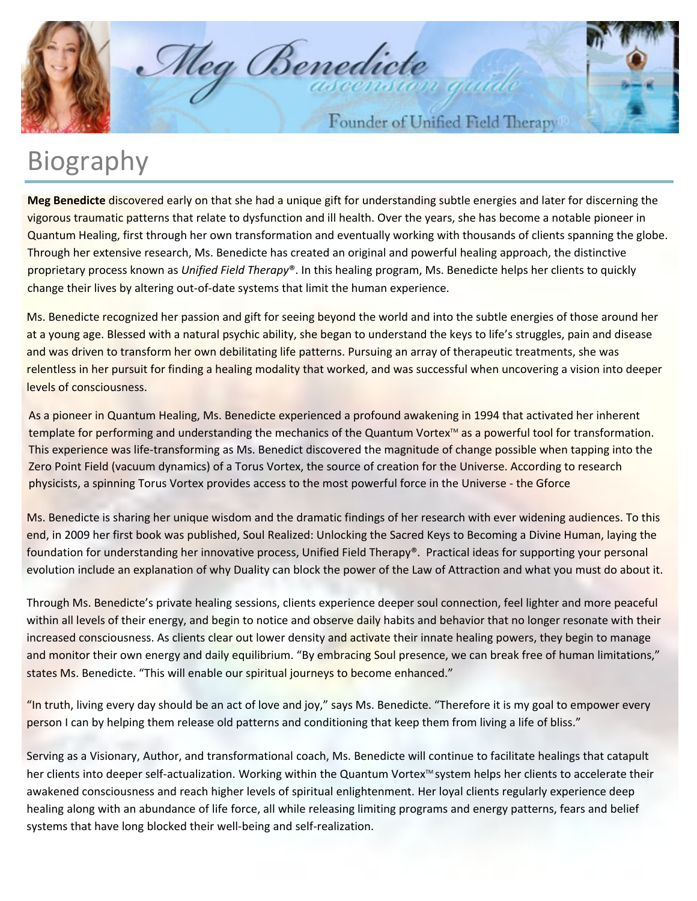Meg Benedicte

ascension guide

Founder of Unified Field Therapy®

# Biography

**Meg Benedicte** discovered early on that she had a unique gift for understanding subtle energies and later for discerning the vigorous traumatic patterns that relate to dysfunction and ill health. Over the years, she has become a notable pioneer in Quantum Healing, first through her own transformation and eventually working with thousands of clients spanning the globe. Through her extensive research, Ms. Benedicte has created an original and powerful healing approach, the distinctive proprietary process known as *Unified Field Therapy*®. In this healing program, Ms. Benedicte helps her clients to quickly change their lives by altering out-of-date systems that limit the human experience.

Ms. Benedicte recognized her passion and gift for seeing beyond the world and into the subtle energies of those around her at a young age. Blessed with a natural psychic ability, she began to understand the keys to life's struggles, pain and disease and was driven to transform her own debilitating life patterns. Pursuing an array of therapeutic treatments, she was relentless in her pursuit for finding a healing modality that worked, and was successful when uncovering a vision into deeper levels of consciousness.

As a pioneer in Quantum Healing, Ms. Benedicte experienced a profound awakening in 1994 that activated her inherent template for performing and understanding the mechanics of the Quantum Vortex™ as a powerful tool for transformation. This experience was life-transforming as Ms. Benedict discovered the magnitude of change possible when tapping into the Zero Point Field (vacuum dynamics) of a Torus Vortex, the source of creation for the Universe. According to research physicists, a spinning Torus Vortex provides access to the most powerful force in the Universe - the Gforce

Ms. Benedicte is sharing her unique wisdom and the dramatic findings of her research with ever widening audiences. To this end, in 2009 her first book was published, Soul Realized: Unlocking the Sacred Keys to Becoming a Divine Human, laying the foundation for understanding her innovative process, Unified Field Therapy®. Practical ideas for supporting your personal evolution include an explanation of why Duality can block the power of the Law of Attraction and what you must do about it.

Through Ms. Benedicte's private healing sessions, clients experience deeper soul connection, feel lighter and more peaceful within all levels of their energy, and begin to notice and observe daily habits and behavior that no longer resonate with their increased consciousness. As clients clear out lower density and activate their innate healing powers, they begin to manage and monitor their own energy and daily equilibrium. "By embracing Soul presence, we can break free of human limitations," states Ms. Benedicte. "This will enable our spiritual journeys to become enhanced."

"In truth, living every day should be an act of love and joy," says Ms. Benedicte. "Therefore it is my goal to empower every person I can by helping them release old patterns and conditioning that keep them from living a life of bliss."

Serving as a Visionary, Author, and transformational coach, Ms. Benedicte will continue to facilitate healings that catapult her clients into deeper self-actualization. Working within the Quantum Vortex™ system helps her clients to accelerate their awakened consciousness and reach higher levels of spiritual enlightenment. Her loyal clients regularly experience deep healing along with an abundance of life force, all while releasing limiting programs and energy patterns, fears and belief systems that have long blocked their well-being and self-realization.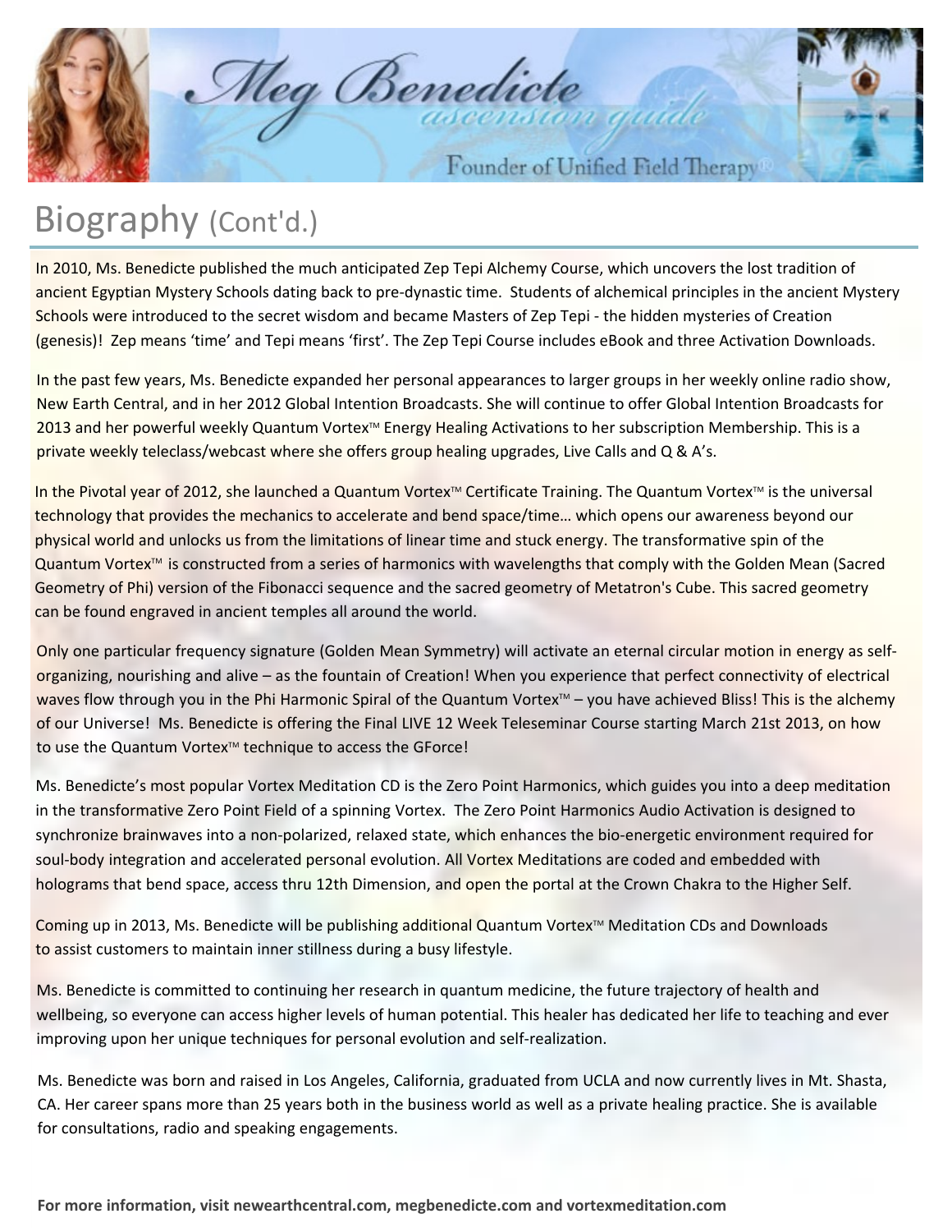# Biography (Cont'd.)

In 2010, Ms. Benedicte published the much anticipated Zep Tepi Alchemy Course, which uncovers the lost tradition of ancient Egyptian Mystery Schools dating back to pre-dynastic time. Students of alchemical principles in the ancient Mystery Schools were introduced to the secret wisdom and became Masters of Zep Tepi - the hidden mysteries of Creation (genesis)! Zep means 'time' and Tepi means 'first'. The Zep Tepi Course includes eBook and three Activation Downloads.

In the past few years, Ms. Benedicte expanded her personal appearances to larger groups in her weekly online radio show, New Earth Central, and in her 2012 Global Intention Broadcasts. She will continue to offer Global Intention Broadcasts for 2013 and her powerful weekly Quantum Vortex™ Energy Healing Activations to her subscription Membership. This is a private weekly teleclass/webcast where she offers group healing upgrades, Live Calls and Q & A's.

In the Pivotal year of 2012, she launched a Quantum Vortex™ Certificate Training. The Quantum Vortex™ is the universal technology that provides the mechanics to accelerate and bend space/time… which opens our awareness beyond our physical world and unlocks us from the limitations of linear time and stuck energy. The transformative spin of the Quantum Vortex™ is constructed from a series of harmonics with wavelengths that comply with the Golden Mean (Sacred Geometry of Phi) version of the Fibonacci sequence and the sacred geometry of Metatron's Cube. This sacred geometry can be found engraved in ancient temples all around the world.

Only one particular frequency signature (Golden Mean Symmetry) will activate an eternal circular motion in energy as self-organizing, nourishing and alive – as the fountain of Creation! When you experience that perfect connectivity of electrical waves flow through you in the Phi Harmonic Spiral of the Quantum Vortex™ – you have achieved Bliss! This is the alchemy of our Universe! Ms. Benedicte is offering the Final LIVE 12 Week Teleseminar Course starting March 21st 2013, on how to use the Quantum Vortex™ technique to access the GForce!

Ms. Benedicte's most popular Vortex Meditation CD is the Zero Point Harmonics, which guides you into a deep meditation in the transformative Zero Point Field of a spinning Vortex. The Zero Point Harmonics Audio Activation is designed to synchronize brainwaves into a non-polarized, relaxed state, which enhances the bio-energetic environment required for soul-body integration and accelerated personal evolution. All Vortex Meditations are coded and embedded with holograms that bend space, access thru 12th Dimension, and open the portal at the Crown Chakra to the Higher Self.

Coming up in 2013, Ms. Benedicte will be publishing additional Quantum Vortex™ Meditation CDs and Downloads to assist customers to maintain inner stillness during a busy lifestyle.

Ms. Benedicte is committed to continuing her research in quantum medicine, the future trajectory of health and wellbeing, so everyone can access higher levels of human potential. This healer has dedicated her life to teaching and ever improving upon her unique techniques for personal evolution and self-realization.

Ms. Benedicte was born and raised in Los Angeles, California, graduated from UCLA and now currently lives in Mt. Shasta, CA. Her career spans more than 25 years both in the business world as well as a private healing practice. She is available for consultations, radio and speaking engagements.

**For more information, visit newearthcentral.com, megbenedicte.com and vortexmeditation.com**